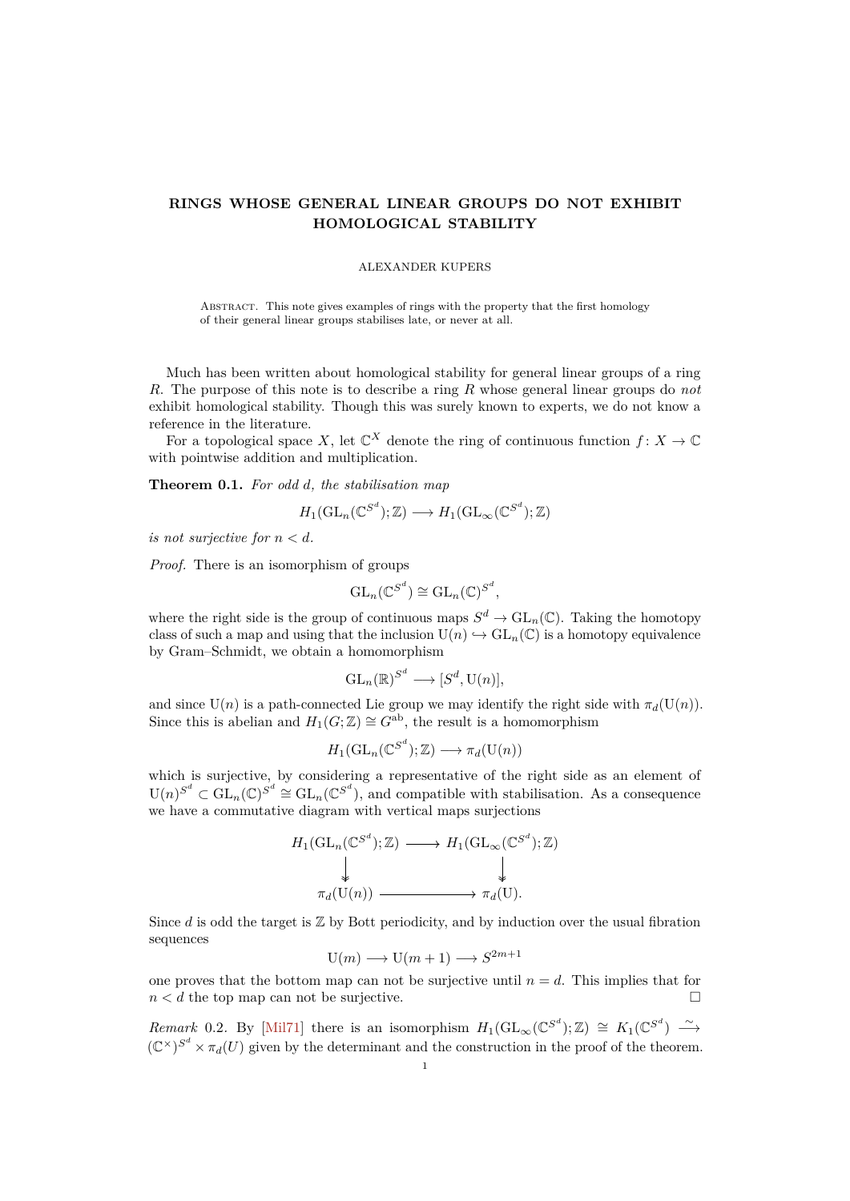# RINGS WHOSE GENERAL LINEAR GROUPS DO NOT EXHIBIT HOMOLOGICAL STABILITY

ALEXANDER KUPERS

Abstract. This note gives examples of rings with the property that the first homology of their general linear groups stabilises late, or never at all.

Much has been written about homological stability for general linear groups of a ring $R$. The purpose of this note is to describe a ring $R$ whose general linear groups do *not* exhibit homological stability. Though this was surely known to experts, we do not know a reference in the literature.

For a topological space $X$, let $\mathbb{C}^X$ denote the ring of continuous function $f\colon X \to \mathbb{C}$ with pointwise addition and multiplication.

**Theorem 0.1.** *For odd $d$, the stabilisation map*

$$H_1(\mathrm{GL}_n(\mathbb{C}^{S^d});\mathbb{Z}) \longrightarrow H_1(\mathrm{GL}_\infty(\mathbb{C}^{S^d});\mathbb{Z})$$

*is not surjective for $n < d$.*

*Proof.* There is an isomorphism of groups

$$\mathrm{GL}_n(\mathbb{C}^{S^d}) \cong \mathrm{GL}_n(\mathbb{C})^{S^d},$$

where the right side is the group of continuous maps $S^d \to \mathrm{GL}_n(\mathbb{C})$. Taking the homotopy class of such a map and using that the inclusion $\mathrm{U}(n) \hookrightarrow \mathrm{GL}_n(\mathbb{C})$ is a homotopy equivalence by Gram–Schmidt, we obtain a homomorphism

$$\mathrm{GL}_n(\mathbb{R})^{S^d} \longrightarrow [S^d, \mathrm{U}(n)],$$

and since $\mathrm{U}(n)$ is a path-connected Lie group we may identify the right side with $\pi_d(\mathrm{U}(n))$. Since this is abelian and $H_1(G;\mathbb{Z}) \cong G^{\mathrm{ab}}$, the result is a homomorphism

$$H_1(\mathrm{GL}_n(\mathbb{C}^{S^d});\mathbb{Z}) \longrightarrow \pi_d(\mathrm{U}(n))$$

which is surjective, by considering a representative of the right side as an element of $\mathrm{U}(n)^{S^d} \subset \mathrm{GL}_n(\mathbb{C})^{S^d} \cong \mathrm{GL}_n(\mathbb{C}^{S^d})$, and compatible with stabilisation. As a consequence we have a commutative diagram with vertical maps surjections

$$\begin{array}{ccc}
H_1(\mathrm{GL}_n(\mathbb{C}^{S^d});\mathbb{Z}) & \longrightarrow & H_1(\mathrm{GL}_\infty(\mathbb{C}^{S^d});\mathbb{Z}) \\
\downarrow & & \downarrow \\
\pi_d(\mathrm{U}(n)) & \longrightarrow & \pi_d(\mathrm{U}).
\end{array}$$

Since $d$ is odd the target is $\mathbb{Z}$ by Bott periodicity, and by induction over the usual fibration sequences

$$\mathrm{U}(m) \longrightarrow \mathrm{U}(m+1) \longrightarrow S^{2m+1}$$

one proves that the bottom map can not be surjective until $n = d$. This implies that for $n < d$ the top map can not be surjective. $\square$

*Remark* 0.2. By [Mil71] there is an isomorphism $H_1(\mathrm{GL}_\infty(\mathbb{C}^{S^d});\mathbb{Z}) \cong K_1(\mathbb{C}^{S^d}) \xrightarrow{\sim} (\mathbb{C}^\times)^{S^d} \times \pi_d(U)$ given by the determinant and the construction in the proof of the theorem.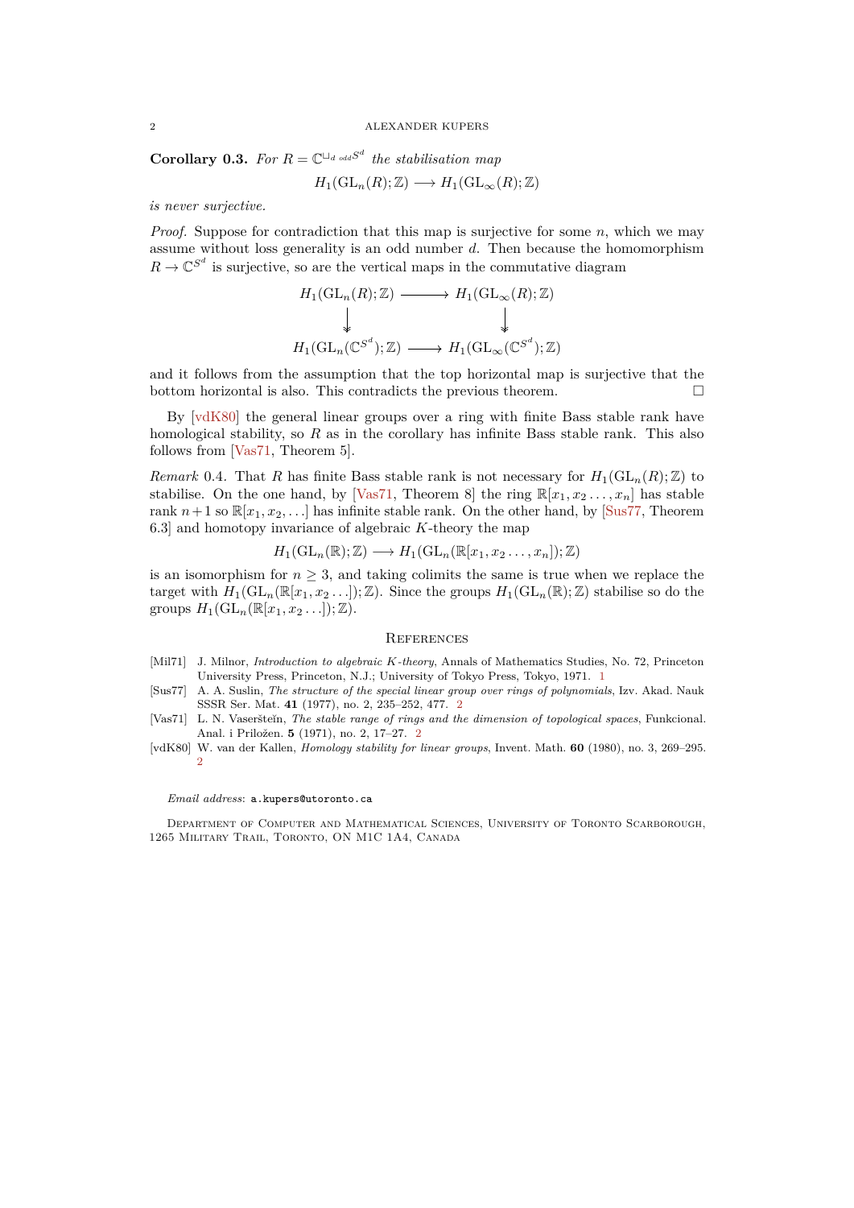**Corollary 0.3.** *For $R = \mathbb{C}^{\sqcup_{d \text{ odd}} S^d}$ the stabilisation map*

$$H_1(\mathrm{GL}_n(R); \mathbb{Z}) \longrightarrow H_1(\mathrm{GL}_\infty(R); \mathbb{Z})$$

*is never surjective.*

*Proof.* Suppose for contradiction that this map is surjective for some $n$, which we may assume without loss generality is an odd number $d$. Then because the homomorphism $R \to \mathbb{C}^{S^d}$ is surjective, so are the vertical maps in the commutative diagram

$$\begin{array}{ccc}
H_1(\mathrm{GL}_n(R); \mathbb{Z}) & \longrightarrow & H_1(\mathrm{GL}_\infty(R); \mathbb{Z}) \\
\downarrow & & \downarrow \\
H_1(\mathrm{GL}_n(\mathbb{C}^{S^d}); \mathbb{Z}) & \longrightarrow & H_1(\mathrm{GL}_\infty(\mathbb{C}^{S^d}); \mathbb{Z})
\end{array}$$

and it follows from the assumption that the top horizontal map is surjective that the bottom horizontal is also. This contradicts the previous theorem. □

By [vdK80] the general linear groups over a ring with finite Bass stable rank have homological stability, so $R$ as in the corollary has infinite Bass stable rank. This also follows from [Vas71, Theorem 5].

*Remark* 0.4. That $R$ has finite Bass stable rank is not necessary for $H_1(\mathrm{GL}_n(R); \mathbb{Z})$ to stabilise. On the one hand, by [Vas71, Theorem 8] the ring $\mathbb{R}[x_1, x_2 \ldots, x_n]$ has stable rank $n+1$ so $\mathbb{R}[x_1, x_2, \ldots]$ has infinite stable rank. On the other hand, by [Sus77, Theorem 6.3] and homotopy invariance of algebraic $K$-theory the map

$$H_1(\mathrm{GL}_n(\mathbb{R}); \mathbb{Z}) \longrightarrow H_1(\mathrm{GL}_n(\mathbb{R}[x_1, x_2 \ldots, x_n]); \mathbb{Z})$$

is an isomorphism for $n \geq 3$, and taking colimits the same is true when we replace the target with $H_1(\mathrm{GL}_n(\mathbb{R}[x_1, x_2 \ldots]); \mathbb{Z})$. Since the groups $H_1(\mathrm{GL}_n(\mathbb{R}); \mathbb{Z})$ stabilise so do the groups $H_1(\mathrm{GL}_n(\mathbb{R}[x_1, x_2 \ldots]); \mathbb{Z})$.

## References

[Mil71] J. Milnor, *Introduction to algebraic K-theory*, Annals of Mathematics Studies, No. 72, Princeton University Press, Princeton, N.J.; University of Tokyo Press, Tokyo, 1971. 1

[Sus77] A. A. Suslin, *The structure of the special linear group over rings of polynomials*, Izv. Akad. Nauk SSSR Ser. Mat. **41** (1977), no. 2, 235–252, 477. 2

[Vas71] L. N. Vaseršteĭn, *The stable range of rings and the dimension of topological spaces*, Funkcional. Anal. i Priložen. **5** (1971), no. 2, 17–27. 2

[vdK80] W. van der Kallen, *Homology stability for linear groups*, Invent. Math. **60** (1980), no. 3, 269–295. 2

*Email address*: a.kupers@utoronto.ca

Department of Computer and Mathematical Sciences, University of Toronto Scarborough, 1265 Military Trail, Toronto, ON M1C 1A4, Canada